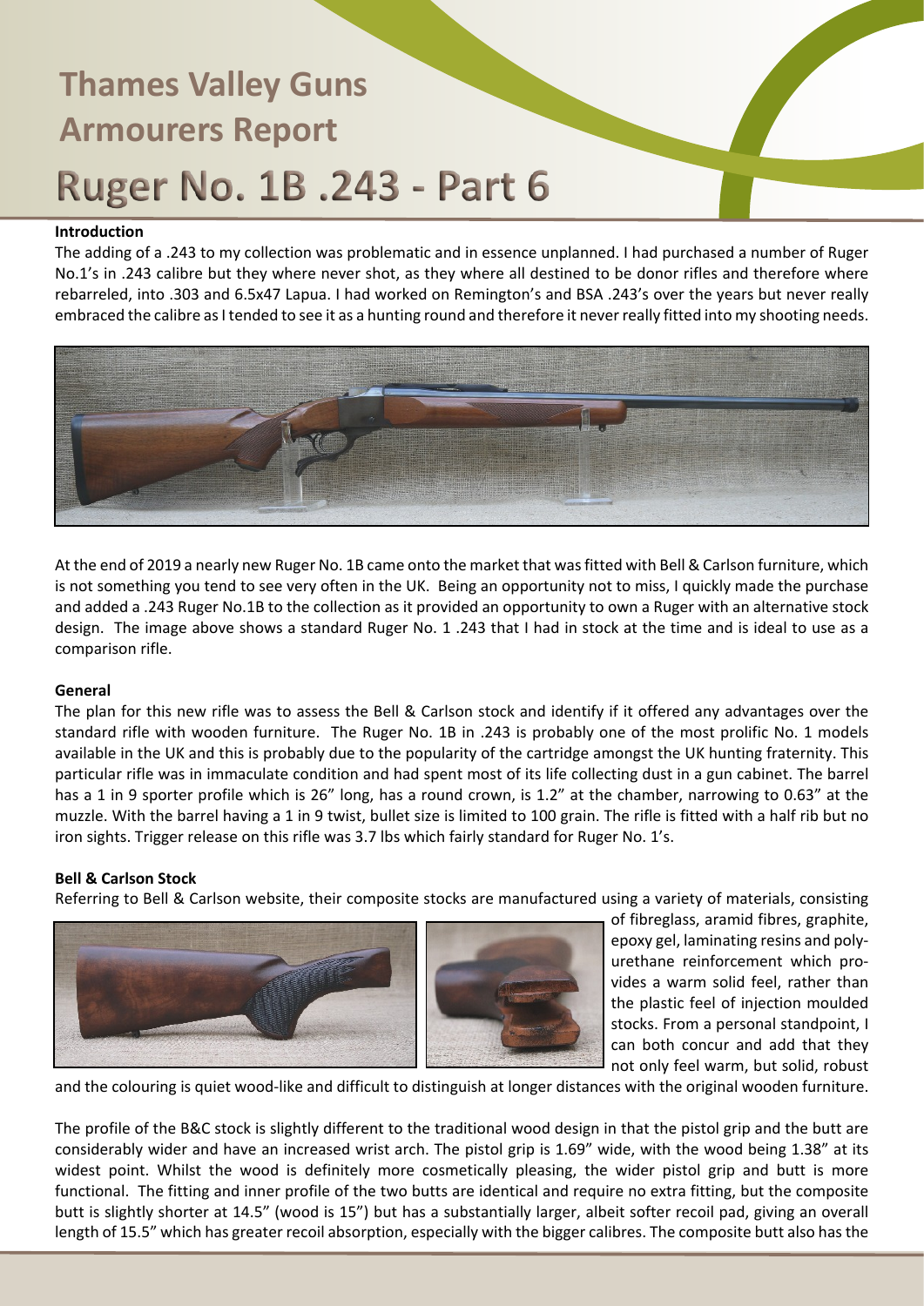# Thames Valley Guns

## Armourers Report

# Ruger No. 1B .243 - Part 6

### Introduction

The adding of a .243 to my collection was problematic and in essence unplanned. I had purchased a number of Ruger No.1's in .243 calibre but they where never shot, as they where all destined to be donor rifles and therefore where rebarreled, into .303 and 6.5x47 Lapua. I had worked on Remington's and BSA .243's over the years but never really embraced the calibre as I tended to see it as a hunting round and therefore it never really fitted into my shooting needs.

At the end of 2019 a nearly new Ruger No. 1B came onto the market that was fitted with Bell & Carlson furniture, which is not something you tend to see very often in the UK. Being an opportunity not to miss, I quickly made the purchase and added a .243 Ruger No.1B to the collection as it provided an opportunity to own a Ruger with an alternative stock design. The image above shows a standard Ruger No. 1 .243 that I had in stock at the time and is ideal to use as a comparison rifle.

### General

The plan for this new rifle was to assess the Bell & Carlson stock and identify if it offered any advantages over the standard rifle with wooden furniture. The Ruger No. 1B in .243 is probably one of the most prolific No. 1 models available in the UK and this is probably due to the popularity of the cartridge amongst the UK hunting fraternity. This particular rifle was in immaculate condition and had spent most of its life collecting dust in a gun cabinet. The barrel has a 1 in 9 sporter profile which is 26" long, has a round crown, is 1.2" at the chamber, narrowing to 0.63" at the muzzle. With the barrel having a 1 in 9 twist, bullet size is limited to 100 grain. The rifle is fitted with a half rib but no iron sights. Trigger release on this rifle was 3.7 lbs which fairly standard for Ruger No. 1's.

### Bell & Carlson Stock

Referring to Bell & Carlson website, their composite stocks are manufactured using a variety of materials, consisting of fibreglass, aramid fibres, graphite, epoxy gel, laminating resins and polyurethane reinforcement which provides a warm solid feel, rather than the plastic feel of injection moulded stocks. From a personal standpoint, I can both concur and add that they not only feel warm, but solid, robust and the colouring is quiet wood-like and difficult to distinguish at longer distances with the original wooden furniture.

The profile of the B&C stock is slightly different to the traditional wood design in that the pistol grip and the butt are considerably wider and have an increased wrist arch. The pistol grip is 1.69" wide, with the wood being 1.38" at its widest point. Whilst the wood is definitely more cosmetically pleasing, the wider pistol grip and butt is more functional. The fitting and inner profile of the two butts are identical and require no extra fitting, but the composite butt is slightly shorter at 14.5" (wood is 15") but has a substantially larger, albeit softer recoil pad, giving an overall length of 15.5" which has greater recoil absorption, especially with the bigger calibres. The composite butt also has the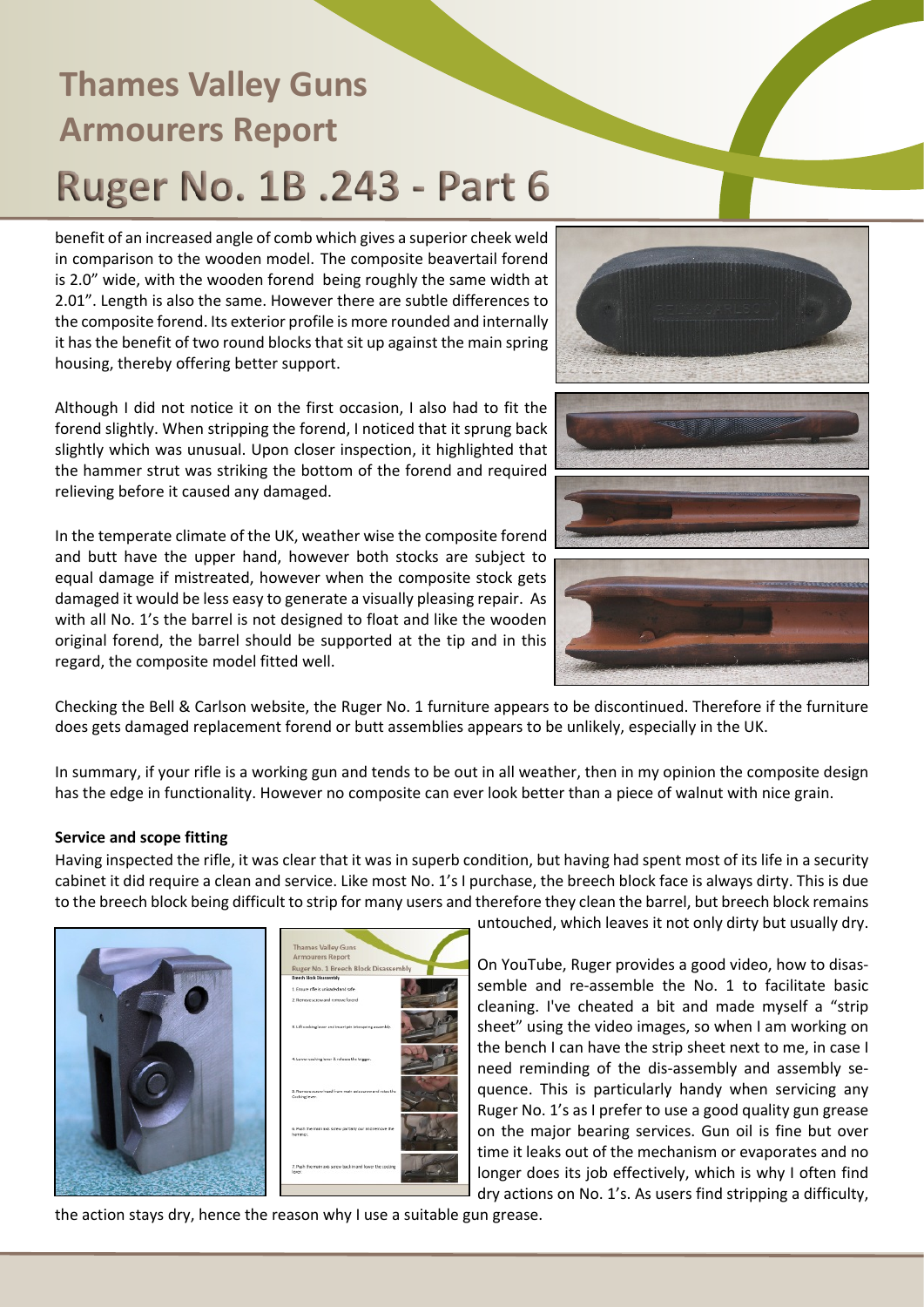# Thames Valley Guns Armourers Report

# Ruger No. 1B .243 - Part 6

benefit of an increased angle of comb which gives a superior cheek weld in comparison to the wooden model. The composite beavertail forend is 2.0" wide, with the wooden forend being roughly the same width at 2.01". Length is also the same. However there are subtle differences to the composite forend. Its exterior profile is more rounded and internally it has the benefit of two round blocks that sit up against the main spring housing, thereby offering better support.

Although I did not notice it on the first occasion, I also had to fit the forend slightly. When stripping the forend, I noticed that it sprung back slightly which was unusual. Upon closer inspection, it highlighted that the hammer strut was striking the bottom of the forend and required relieving before it caused any damaged.

In the temperate climate of the UK, weather wise the composite forend and butt have the upper hand, however both stocks are subject to equal damage if mistreated, however when the composite stock gets damaged it would be less easy to generate a visually pleasing repair. As with all No. 1's the barrel is not designed to float and like the wooden original forend, the barrel should be supported at the tip and in this regard, the composite model fitted well.

Checking the Bell & Carlson website, the Ruger No. 1 furniture appears to be discontinued. Therefore if the furniture does gets damaged replacement forend or butt assemblies appears to be unlikely, especially in the UK.

In summary, if your rifle is a working gun and tends to be out in all weather, then in my opinion the composite design has the edge in functionality. However no composite can ever look better than a piece of walnut with nice grain.

**Service and scope fitting**

Having inspected the rifle, it was clear that it was in superb condition, but having had spent most of its life in a security cabinet it did require a clean and service. Like most No. 1's I purchase, the breech block face is always dirty. This is due to the breech block being difficult to strip for many users and therefore they clean the barrel, but breech block remains untouched, which leaves it not only dirty but usually dry.

On YouTube, Ruger provides a good video, how to disassemble and re-assemble the No. 1 to facilitate basic cleaning. I've cheated a bit and made myself a "strip sheet" using the video images, so when I am working on the bench I can have the strip sheet next to me, in case I need reminding of the dis-assembly and assembly sequence. This is particularly handy when servicing any Ruger No. 1's as I prefer to use a good quality gun grease on the major bearing services. Gun oil is fine but over time it leaks out of the mechanism or evaporates and no longer does its job effectively, which is why I often find dry actions on No. 1's. As users find stripping a difficulty, the action stays dry, hence the reason why I use a suitable gun grease.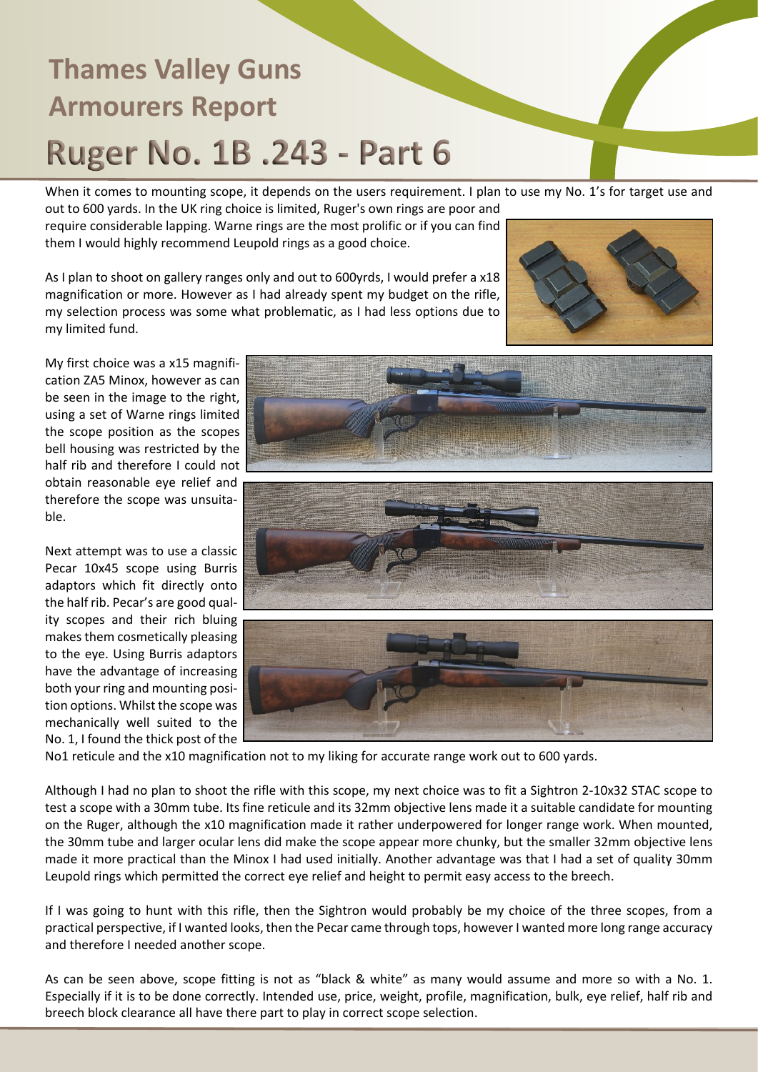# Thames Valley Guns
# Armourers Report
# Ruger No. 1B .243 - Part 6

When it comes to mounting scope, it depends on the users requirement. I plan to use my No. 1's for target use and out to 600 yards. In the UK ring choice is limited, Ruger's own rings are poor and require considerable lapping. Warne rings are the most prolific or if you can find them I would highly recommend Leupold rings as a good choice.

As I plan to shoot on gallery ranges only and out to 600yrds, I would prefer a x18 magnification or more. However as I had already spent my budget on the rifle, my selection process was some what problematic, as I had less options due to my limited fund.

My first choice was a x15 magnification ZA5 Minox, however as can be seen in the image to the right, using a set of Warne rings limited the scope position as the scopes bell housing was restricted by the half rib and therefore I could not obtain reasonable eye relief and therefore the scope was unsuitable.

Next attempt was to use a classic Pecar 10x45 scope using Burris adaptors which fit directly onto the half rib. Pecar's are good quality scopes and their rich bluing makes them cosmetically pleasing to the eye. Using Burris adaptors have the advantage of increasing both your ring and mounting position options. Whilst the scope was mechanically well suited to the No. 1, I found the thick post of the No1 reticule and the x10 magnification not to my liking for accurate range work out to 600 yards.

Although I had no plan to shoot the rifle with this scope, my next choice was to fit a Sightron 2-10x32 STAC scope to test a scope with a 30mm tube. Its fine reticule and its 32mm objective lens made it a suitable candidate for mounting on the Ruger, although the x10 magnification made it rather underpowered for longer range work. When mounted, the 30mm tube and larger ocular lens did make the scope appear more chunky, but the smaller 32mm objective lens made it more practical than the Minox I had used initially. Another advantage was that I had a set of quality 30mm Leupold rings which permitted the correct eye relief and height to permit easy access to the breech.

If I was going to hunt with this rifle, then the Sightron would probably be my choice of the three scopes, from a practical perspective, if I wanted looks, then the Pecar came through tops, however I wanted more long range accuracy and therefore I needed another scope.

As can be seen above, scope fitting is not as "black & white" as many would assume and more so with a No. 1. Especially if it is to be done correctly. Intended use, price, weight, profile, magnification, bulk, eye relief, half rib and breech block clearance all have there part to play in correct scope selection.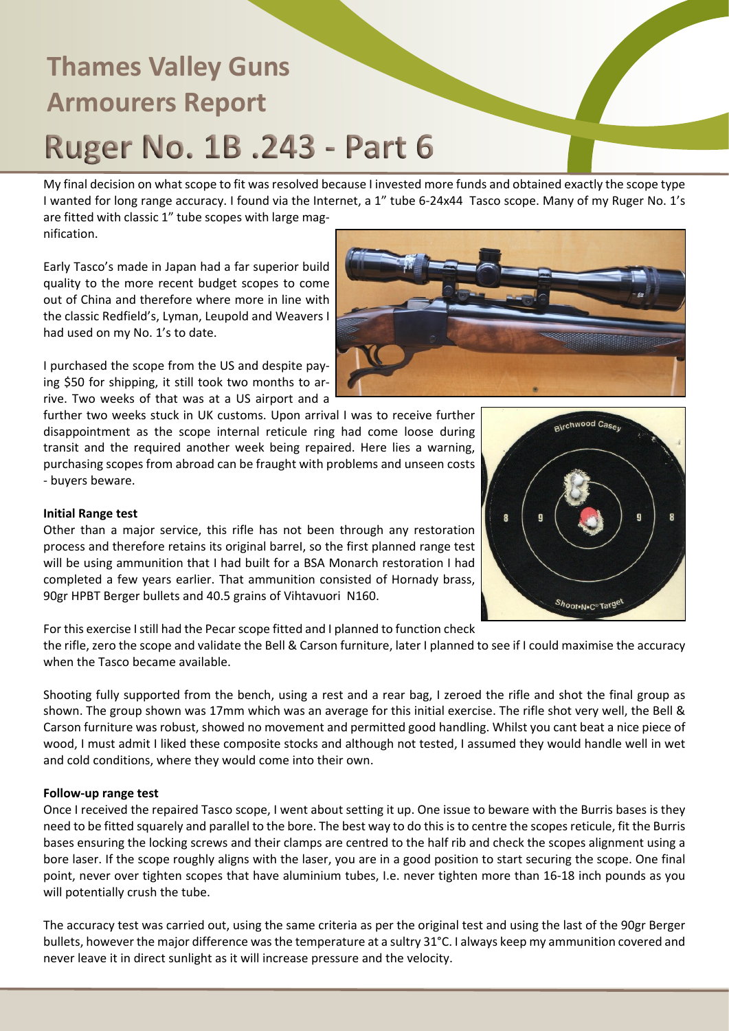# Thames Valley Guns
## Armourers Report
# Ruger No. 1B .243 - Part 6

My final decision on what scope to fit was resolved because I invested more funds and obtained exactly the scope type I wanted for long range accuracy. I found via the Internet, a 1" tube 6-24x44 Tasco scope. Many of my Ruger No. 1's are fitted with classic 1" tube scopes with large magnification.

Early Tasco's made in Japan had a far superior build quality to the more recent budget scopes to come out of China and therefore where more in line with the classic Redfield's, Lyman, Leupold and Weavers I had used on my No. 1's to date.

I purchased the scope from the US and despite paying $50 for shipping, it still took two months to arrive. Two weeks of that was at a US airport and a further two weeks stuck in UK customs. Upon arrival I was to receive further disappointment as the scope internal reticule ring had come loose during transit and the required another week being repaired. Here lies a warning, purchasing scopes from abroad can be fraught with problems and unseen costs - buyers beware.

**Initial Range test**

Other than a major service, this rifle has not been through any restoration process and therefore retains its original barrel, so the first planned range test will be using ammunition that I had built for a BSA Monarch restoration I had completed a few years earlier. That ammunition consisted of Hornady brass, 90gr HPBT Berger bullets and 40.5 grains of Vihtavuori N160.

For this exercise I still had the Pecar scope fitted and I planned to function check the rifle, zero the scope and validate the Bell & Carson furniture, later I planned to see if I could maximise the accuracy when the Tasco became available.

Shooting fully supported from the bench, using a rest and a rear bag, I zeroed the rifle and shot the final group as shown. The group shown was 17mm which was an average for this initial exercise. The rifle shot very well, the Bell & Carson furniture was robust, showed no movement and permitted good handling. Whilst you cant beat a nice piece of wood, I must admit I liked these composite stocks and although not tested, I assumed they would handle well in wet and cold conditions, where they would come into their own.

**Follow-up range test**

Once I received the repaired Tasco scope, I went about setting it up. One issue to beware with the Burris bases is they need to be fitted squarely and parallel to the bore. The best way to do this is to centre the scopes reticule, fit the Burris bases ensuring the locking screws and their clamps are centred to the half rib and check the scopes alignment using a bore laser. If the scope roughly aligns with the laser, you are in a good position to start securing the scope. One final point, never over tighten scopes that have aluminium tubes, I.e. never tighten more than 16-18 inch pounds as you will potentially crush the tube.

The accuracy test was carried out, using the same criteria as per the original test and using the last of the 90gr Berger bullets, however the major difference was the temperature at a sultry 31°C. I always keep my ammunition covered and never leave it in direct sunlight as it will increase pressure and the velocity.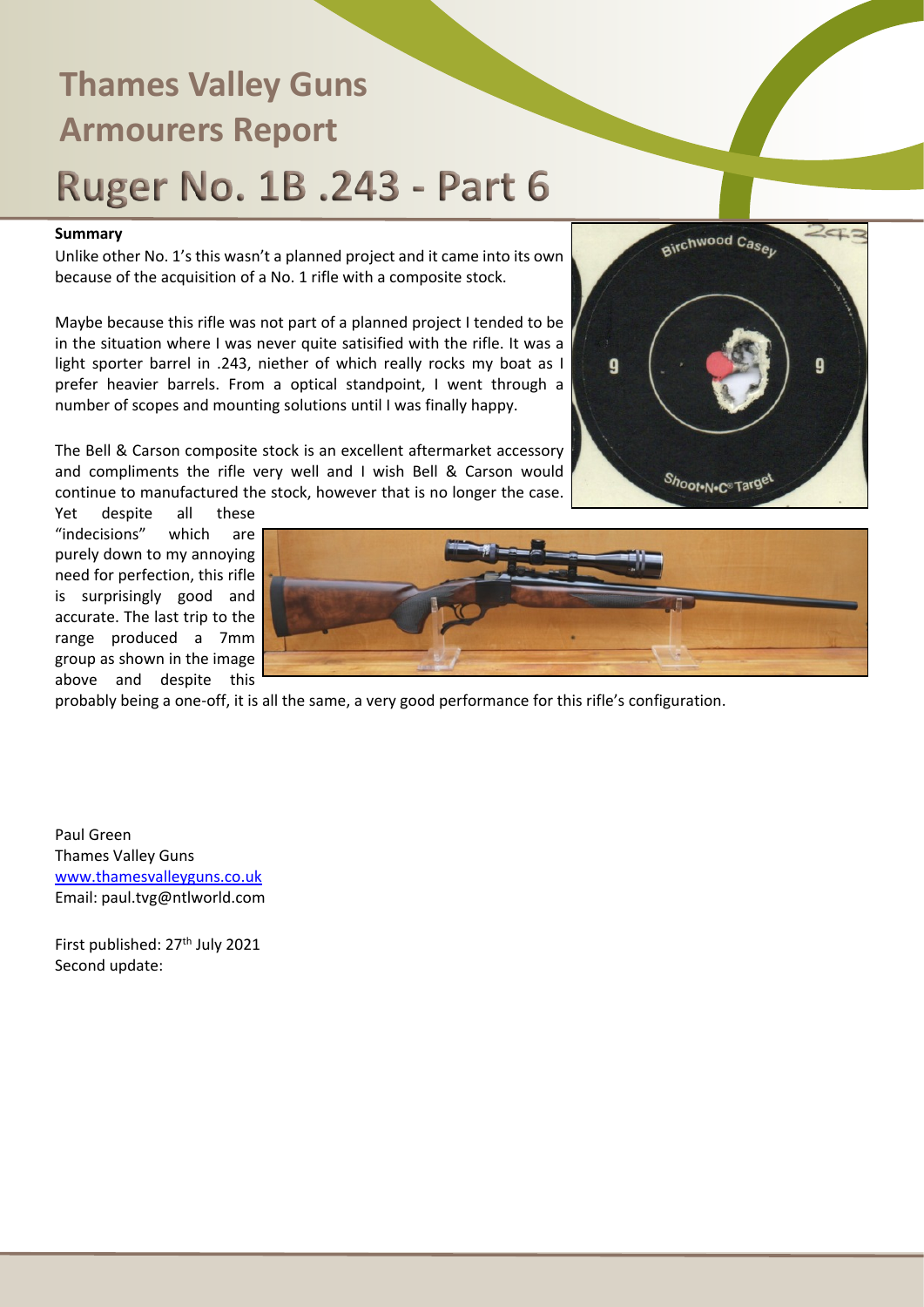# Thames Valley Guns Armourers Report

# Ruger No. 1B .243 - Part 6

**Summary**

Unlike other No. 1's this wasn't a planned project and it came into its own because of the acquisition of a No. 1 rifle with a composite stock.

Maybe because this rifle was not part of a planned project I tended to be in the situation where I was never quite satisified with the rifle. It was a light sporter barrel in .243, niether of which really rocks my boat as I prefer heavier barrels. From a optical standpoint, I went through a number of scopes and mounting solutions until I was finally happy.

The Bell & Carson composite stock is an excellent aftermarket accessory and compliments the rifle very well and I wish Bell & Carson would continue to manufactured the stock, however that is no longer the case. Yet despite all these "indecisions" which are purely down to my annoying need for perfection, this rifle is surprisingly good and accurate. The last trip to the range produced a 7mm group as shown in the image above and despite this probably being a one-off, it is all the same, a very good performance for this rifle's configuration.

Paul Green
Thames Valley Guns
www.thamesvalleyguns.co.uk
Email: paul.tvg@ntlworld.com

First published: 27th July 2021
Second update: